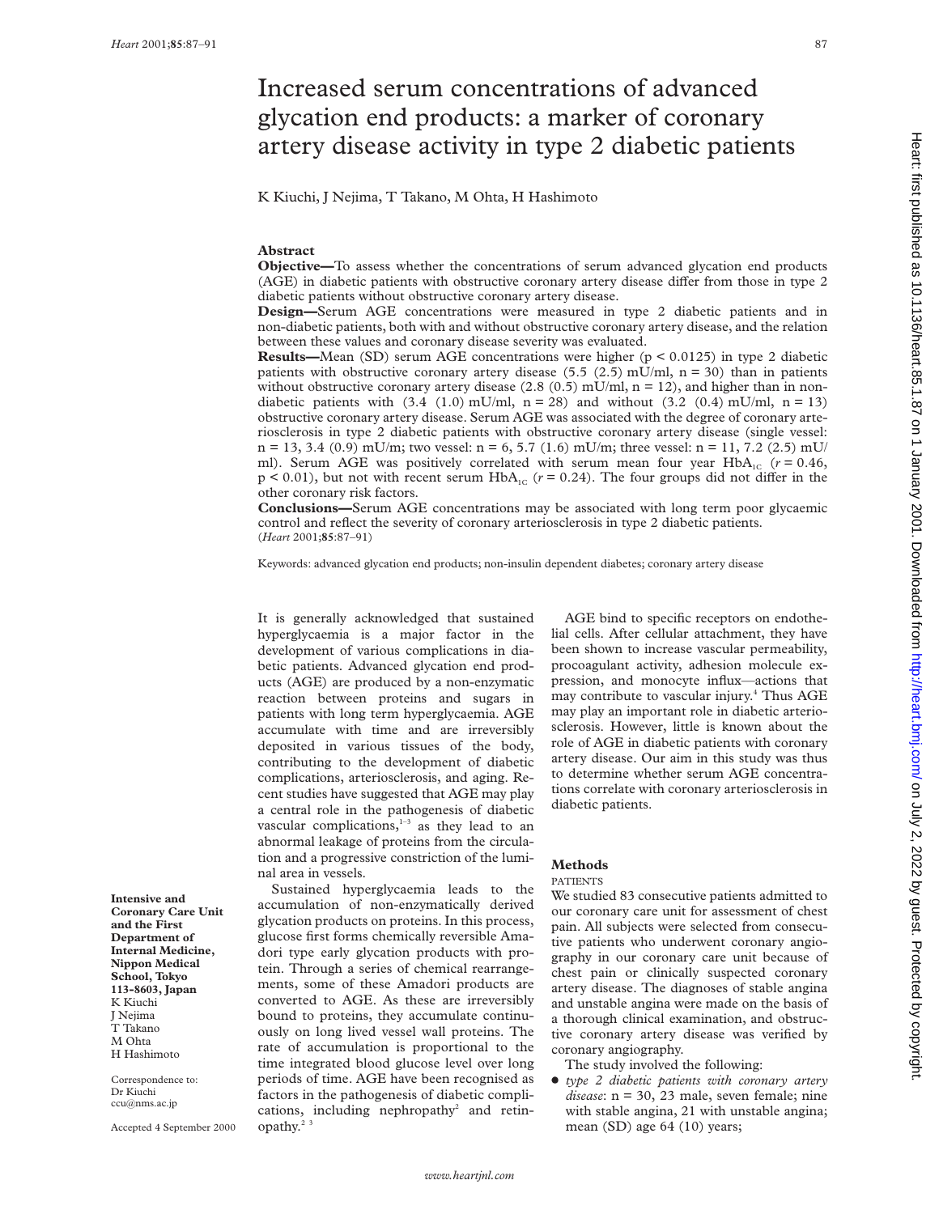# Increased serum concentrations of advanced glycation end products: a marker of coronary artery disease activity in type 2 diabetic patients

K Kiuchi, J Nejima, T Takano, M Ohta, H Hashimoto

## Abstract

**Objective**—To assess whether the concentrations of serum advanced glycation end products (AGE) in diabetic patients with obstructive coronary artery disease differ from those in type 2 diabetic patients without obstructive coronary artery disease.

**Design**—Serum AGE concentrations were measured in type 2 diabetic patients and in non-diabetic patients, both with and without obstructive coronary artery disease, and the relation between these values and coronary disease severity was evaluated.

**Results**—Mean (SD) serum AGE concentrations were higher ($p < 0.0125$) in type 2 diabetic patients with obstructive coronary artery disease (5.5 (2.5) mU/ml, n = 30) than in patients without obstructive coronary artery disease (2.8 (0.5) mU/ml, n = 12), and higher than in non-diabetic patients with (3.4 (1.0) mU/ml, n = 28) and without (3.2 (0.4) mU/ml, n = 13) obstructive coronary artery disease. Serum AGE was associated with the degree of coronary arteriosclerosis in type 2 diabetic patients with obstructive coronary artery disease (single vessel: n = 13, 3.4 (0.9) mU/m; two vessel: n = 6, 5.7 (1.6) mU/m; three vessel: n = 11, 7.2 (2.5) mU/ml). Serum AGE was positively correlated with serum mean four year $HbA_{1C}$ ($r = 0.46$, $p < 0.01$), but not with recent serum $HbA_{1C}$ ($r = 0.24$). The four groups did not differ in the other coronary risk factors.

**Conclusions**—Serum AGE concentrations may be associated with long term poor glycaemic control and reflect the severity of coronary arteriosclerosis in type 2 diabetic patients.

(*Heart* 2001;**85**:87–91)

Keywords: advanced glycation end products; non-insulin dependent diabetes; coronary artery disease

**Intensive and Coronary Care Unit and the First Department of Internal Medicine, Nippon Medical School, Tokyo 113-8603, Japan**
K Kiuchi
J Nejima
T Takano
M Ohta
H Hashimoto

Correspondence to: Dr Kiuchi
ccu@nms.ac.jp

Accepted 4 September 2000

It is generally acknowledged that sustained hyperglycaemia is a major factor in the development of various complications in diabetic patients. Advanced glycation end products (AGE) are produced by a non-enzymatic reaction between proteins and sugars in patients with long term hyperglycaemia. AGE accumulate with time and are irreversibly deposited in various tissues of the body, contributing to the development of diabetic complications, arteriosclerosis, and aging. Recent studies have suggested that AGE may play a central role in the pathogenesis of diabetic vascular complications,[1–3] as they lead to an abnormal leakage of proteins from the circulation and a progressive constriction of the luminal area in vessels.

Sustained hyperglycaemia leads to the accumulation of non-enzymatically derived glycation products on proteins. In this process, glucose first forms chemically reversible Amadori type early glycation products with protein. Through a series of chemical rearrangements, some of these Amadori products are converted to AGE. As these are irreversibly bound to proteins, they accumulate continuously on long lived vessel wall proteins. The rate of accumulation is proportional to the time integrated blood glucose level over long periods of time. AGE have been recognised as factors in the pathogenesis of diabetic complications, including nephropathy[2] and retinopathy.[2 3]

AGE bind to specific receptors on endothelial cells. After cellular attachment, they have been shown to increase vascular permeability, procoagulant activity, adhesion molecule expression, and monocyte influx—actions that may contribute to vascular injury.[4] Thus AGE may play an important role in diabetic arteriosclerosis. However, little is known about the role of AGE in diabetic patients with coronary artery disease. Our aim in this study was thus to determine whether serum AGE concentrations correlate with coronary arteriosclerosis in diabetic patients.

## Methods

### PATIENTS

We studied 83 consecutive patients admitted to our coronary care unit for assessment of chest pain. All subjects were selected from consecutive patients who underwent coronary angiography in our coronary care unit because of chest pain or clinically suspected coronary artery disease. The diagnoses of stable angina and unstable angina were made on the basis of a thorough clinical examination, and obstructive coronary artery disease was verified by coronary angiography.

The study involved the following:

- *type 2 diabetic patients with coronary artery disease*: n = 30, 23 male, seven female; nine with stable angina, 21 with unstable angina; mean (SD) age 64 (10) years;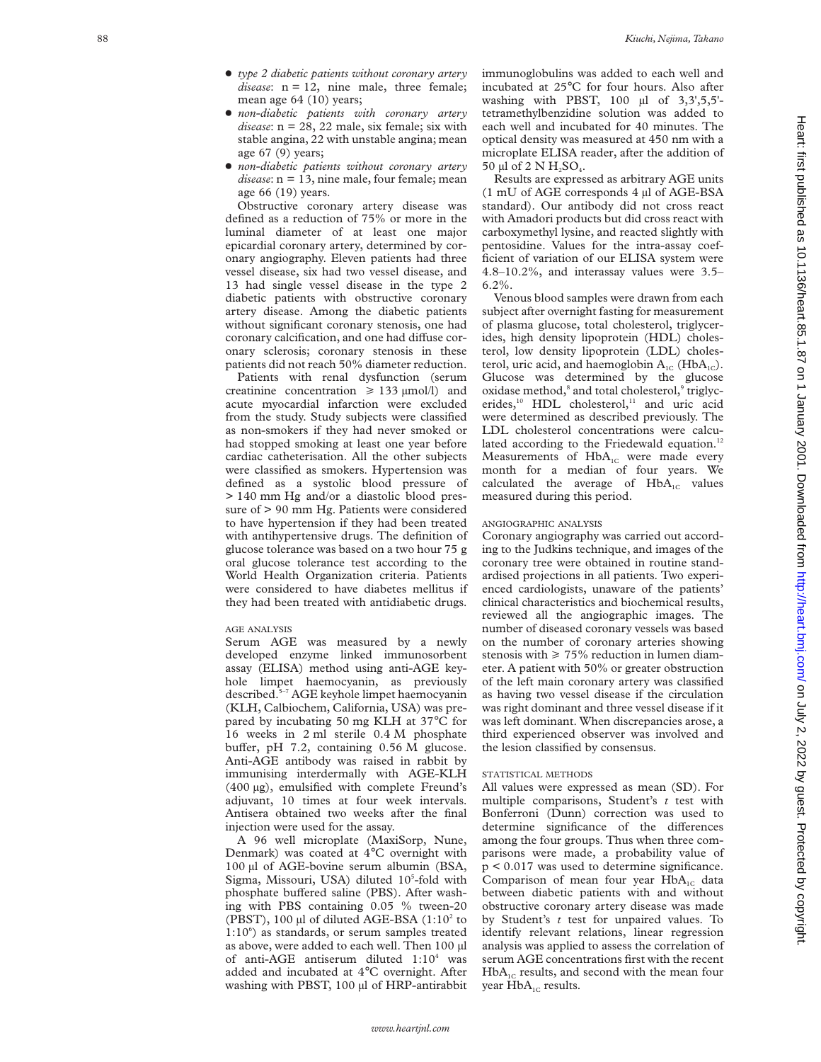- *type 2 diabetic patients without coronary artery disease*: n = 12, nine male, three female; mean age 64 (10) years;
- *non-diabetic patients with coronary artery disease*: n = 28, 22 male, six female; six with stable angina, 22 with unstable angina; mean age 67 (9) years;
- *non-diabetic patients without coronary artery disease*: n = 13, nine male, four female; mean age 66 (19) years.

Obstructive coronary artery disease was defined as a reduction of 75% or more in the luminal diameter of at least one major epicardial coronary artery, determined by coronary angiography. Eleven patients had three vessel disease, six had two vessel disease, and 13 had single vessel disease in the type 2 diabetic patients with obstructive coronary artery disease. Among the diabetic patients without significant coronary stenosis, one had coronary calcification, and one had diffuse coronary sclerosis; coronary stenosis in these patients did not reach 50% diameter reduction.

Patients with renal dysfunction (serum creatinine concentration ⩾ 133 µmol/l) and acute myocardial infarction were excluded from the study. Study subjects were classified as non-smokers if they had never smoked or had stopped smoking at least one year before cardiac catheterisation. All the other subjects were classified as smokers. Hypertension was defined as a systolic blood pressure of > 140 mm Hg and/or a diastolic blood pressure of > 90 mm Hg. Patients were considered to have hypertension if they had been treated with antihypertensive drugs. The definition of glucose tolerance was based on a two hour 75 g oral glucose tolerance test according to the World Health Organization criteria. Patients were considered to have diabetes mellitus if they had been treated with antidiabetic drugs.

### AGE ANALYSIS

Serum AGE was measured by a newly developed enzyme linked immunosorbent assay (ELISA) method using anti-AGE keyhole limpet haemocyanin, as previously described.[5–7] AGE keyhole limpet haemocyanin (KLH, Calbiochem, California, USA) was prepared by incubating 50 mg KLH at 37°C for 16 weeks in 2 ml sterile 0.4 M phosphate buffer, pH 7.2, containing 0.56 M glucose. Anti-AGE antibody was raised in rabbit by immunising interdermally with AGE-KLH (400 µg), emulsified with complete Freund's adjuvant, 10 times at four week intervals. Antisera obtained two weeks after the final injection were used for the assay.

A 96 well microplate (MaxiSorp, Nune, Denmark) was coated at 4°C overnight with 100 µl of AGE-bovine serum albumin (BSA, Sigma, Missouri, USA) diluted $10^5$-fold with phosphate buffered saline (PBS). After washing with PBS containing 0.05 % tween-20 (PBST), 100 µl of diluted AGE-BSA ($1:10^2$ to $1:10^6$) as standards, or serum samples treated as above, were added to each well. Then 100 µl of anti-AGE antiserum diluted $1:10^4$ was added and incubated at 4°C overnight. After washing with PBST, 100 µl of HRP-antirabbit immunoglobulins was added to each well and incubated at 25°C for four hours. Also after washing with PBST, 100 µl of 3,3',5,5'-tetramethylbenzidine solution was added to each well and incubated for 40 minutes. The optical density was measured at 450 nm with a microplate ELISA reader, after the addition of 50 µl of 2 N $H_2SO_4$.

Results are expressed as arbitrary AGE units (1 mU of AGE corresponds 4 µl of AGE-BSA standard). Our antibody did not cross react with Amadori products but did cross react with carboxymethyl lysine, and reacted slightly with pentosidine. Values for the intra-assay coefficient of variation of our ELISA system were 4.8–10.2%, and interassay values were 3.5–6.2%.

Venous blood samples were drawn from each subject after overnight fasting for measurement of plasma glucose, total cholesterol, triglycerides, high density lipoprotein (HDL) cholesterol, low density lipoprotein (LDL) cholesterol, uric acid, and haemoglobin $A_{1C}$ ($HbA_{1C}$). Glucose was determined by the glucose oxidase method,[8] and total cholesterol,[9] triglycerides,[10] HDL cholesterol,[11] and uric acid were determined as described previously. The LDL cholesterol concentrations were calculated according to the Friedewald equation.[12] Measurements of $HbA_{1C}$ were made every month for a median of four years. We calculated the average of $HbA_{1C}$ values measured during this period.

### ANGIOGRAPHIC ANALYSIS

Coronary angiography was carried out according to the Judkins technique, and images of the coronary tree were obtained in routine standardised projections in all patients. Two experienced cardiologists, unaware of the patients' clinical characteristics and biochemical results, reviewed all the angiographic images. The number of diseased coronary vessels was based on the number of coronary arteries showing stenosis with ⩾ 75% reduction in lumen diameter. A patient with 50% or greater obstruction of the left main coronary artery was classified as having two vessel disease if the circulation was right dominant and three vessel disease if it was left dominant. When discrepancies arose, a third experienced observer was involved and the lesion classified by consensus.

### STATISTICAL METHODS

All values were expressed as mean (SD). For multiple comparisons, Student's *t* test with Bonferroni (Dunn) correction was used to determine significance of the differences among the four groups. Thus when three comparisons were made, a probability value of $p < 0.017$ was used to determine significance. Comparison of mean four year $HbA_{1C}$ data between diabetic patients with and without obstructive coronary artery disease was made by Student's *t* test for unpaired values. To identify relevant relations, linear regression analysis was applied to assess the correlation of serum AGE concentrations first with the recent $HbA_{1C}$ results, and second with the mean four year $HbA_{1C}$ results.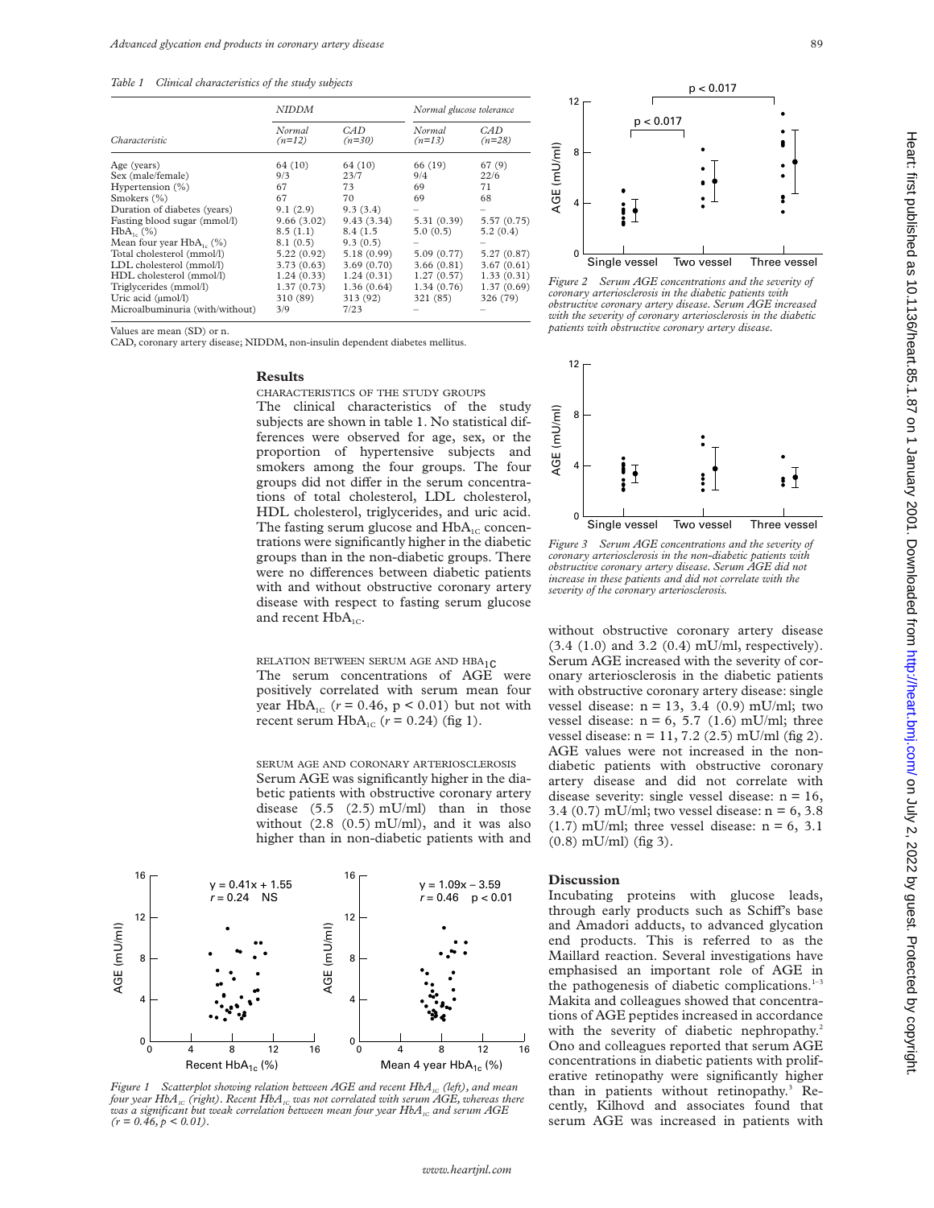*Table 1 Clinical characteristics of the study subjects*

| Characteristic | NIDDM | | Normal glucose tolerance | |
|---|---|---|---|---|
| | Normal (n=12) | CAD (n=30) | Normal (n=13) | CAD (n=28) |
| Age (years) | 64 (10) | 64 (10) | 66 (19) | 67 (9) |
| Sex (male/female) | 9/3 | 23/7 | 9/4 | 22/6 |
| Hypertension (%) | 67 | 73 | 69 | 71 |
| Smokers (%) | 67 | 70 | 69 | 68 |
| Duration of diabetes (years) | 9.1 (2.9) | 9.3 (3.4) | – | – |
| Fasting blood sugar (mmol/l) | 9.66 (3.02) | 9.43 (3.34) | 5.31 (0.39) | 5.57 (0.75) |
| $HbA_{1c}$ (%) | 8.5 (1.1) | 8.4 (1.5 | 5.0 (0.5) | 5.2 (0.4) |
| Mean four year $HbA_{1c}$ (%) | 8.1 (0.5) | 9.3 (0.5) | – | – |
| Total cholesterol (mmol/l) | 5.22 (0.92) | 5.18 (0.99) | 5.09 (0.77) | 5.27 (0.87) |
| LDL cholesterol (mmol/l) | 3.73 (0.63) | 3.69 (0.70) | 3.66 (0.81) | 3.67 (0.61) |
| HDL cholesterol (mmol/l) | 1.24 (0.33) | 1.24 (0.31) | 1.27 (0.57) | 1.33 (0.31) |
| Triglycerides (mmol/l) | 1.37 (0.73) | 1.36 (0.64) | 1.34 (0.76) | 1.37 (0.69) |
| Uric acid (μmol/l) | 310 (89) | 313 (92) | 321 (85) | 326 (79) |
| Microalbuminuria (with/without) | 3/9 | 7/23 | – | – |

Values are mean (SD) or n.
CAD, coronary artery disease; NIDDM, non-insulin dependent diabetes mellitus.

## Results

### CHARACTERISTICS OF THE STUDY GROUPS

The clinical characteristics of the study subjects are shown in table 1. No statistical differences were observed for age, sex, or the proportion of hypertensive subjects and smokers among the four groups. The four groups did not differ in the serum concentrations of total cholesterol, LDL cholesterol, HDL cholesterol, triglycerides, and uric acid. The fasting serum glucose and $HbA_{1C}$ concentrations were significantly higher in the diabetic groups than in the non-diabetic groups. There were no differences between diabetic patients with and without obstructive coronary artery disease with respect to fasting serum glucose and recent $HbA_{1C}$.

### RELATION BETWEEN SERUM AGE AND $HBA_{1C}$

The serum concentrations of AGE were positively correlated with serum mean four year $HbA_{1C}$ ($r = 0.46$, $p < 0.01$) but not with recent serum $HbA_{1C}$ ($r = 0.24$) (fig 1).

### SERUM AGE AND CORONARY ARTERIOSCLEROSIS

Serum AGE was significantly higher in the diabetic patients with obstructive coronary artery disease (5.5 (2.5) mU/ml) than in those without (2.8 (0.5) mU/ml), and it was also higher than in non-diabetic patients with and without obstructive coronary artery disease (3.4 (1.0) and 3.2 (0.4) mU/ml, respectively). Serum AGE increased with the severity of coronary arteriosclerosis in the diabetic patients with obstructive coronary artery disease: single vessel disease: n = 13, 3.4 (0.9) mU/ml; two vessel disease: n = 6, 5.7 (1.6) mU/ml; three vessel disease: n = 11, 7.2 (2.5) mU/ml (fig 2). AGE values were not increased in the non-diabetic patients with obstructive coronary artery disease and did not correlate with disease severity: single vessel disease: n = 16, 3.4 (0.7) mU/ml; two vessel disease: n = 6, 3.8 (1.7) mU/ml; three vessel disease: n = 6, 3.1 (0.8) mU/ml) (fig 3).

*Figure 1 Scatterplot showing relation between AGE and recent $HbA_{1C}$ (left), and mean four year $HbA_{1C}$ (right). Recent $HbA_{1C}$ was not correlated with serum AGE, whereas there was a significant but weak correlation between mean four year $HbA_{1C}$ and serum AGE ($r = 0.46$, $p < 0.01$).*

*Figure 2 Serum AGE concentrations and the severity of coronary arteriosclerosis in the diabetic patients with obstructive coronary artery disease. Serum AGE increased with the severity of coronary arteriosclerosis in the diabetic patients with obstructive coronary artery disease.*

*Figure 3 Serum AGE concentrations and the severity of coronary arteriosclerosis in the non-diabetic patients with obstructive coronary artery disease. Serum AGE did not increase in these patients and did not correlate with the severity of the coronary arteriosclerosis.*

## Discussion

Incubating proteins with glucose leads, through early products such as Schiff's base and Amadori adducts, to advanced glycation end products. This is referred to as the Maillard reaction. Several investigations have emphasised an important role of AGE in the pathogenesis of diabetic complications.[1–3] Makita and colleagues showed that concentrations of AGE peptides increased in accordance with the severity of diabetic nephropathy.[2] Ono and colleagues reported that serum AGE concentrations in diabetic patients with proliferative retinopathy were significantly higher than in patients without retinopathy.[3] Recently, Kilhovd and associates found that serum AGE was increased in patients with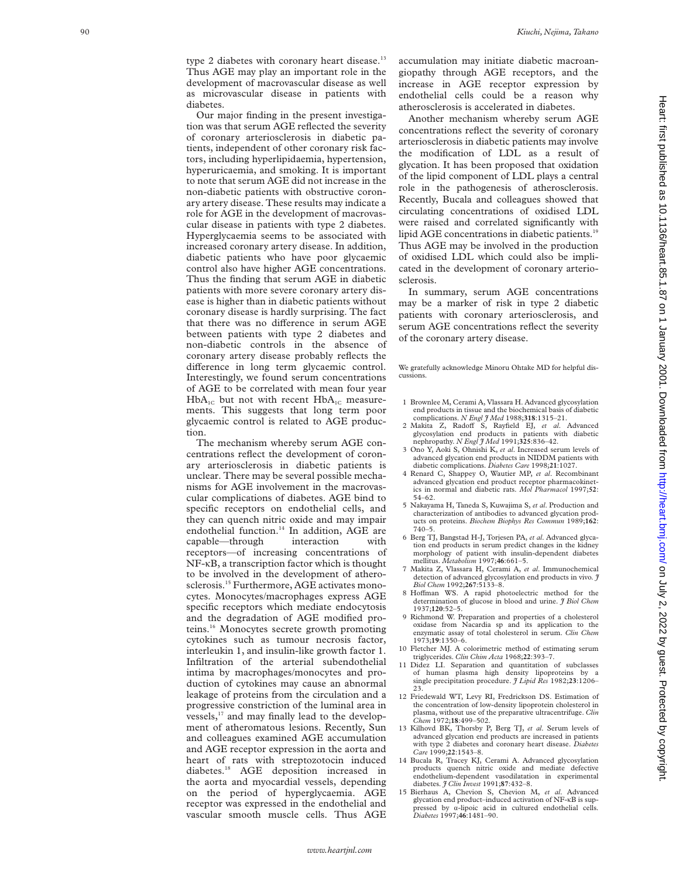type 2 diabetes with coronary heart disease.[13] Thus AGE may play an important role in the development of macrovascular disease as well as microvascular disease in patients with diabetes.

Our major finding in the present investigation was that serum AGE reflected the severity of coronary arteriosclerosis in diabetic patients, independent of other coronary risk factors, including hyperlipidaemia, hypertension, hyperuricaemia, and smoking. It is important to note that serum AGE did not increase in the non-diabetic patients with obstructive coronary artery disease. These results may indicate a role for AGE in the development of macrovascular disease in patients with type 2 diabetes. Hyperglycaemia seems to be associated with increased coronary artery disease. In addition, diabetic patients who have poor glycaemic control also have higher AGE concentrations. Thus the finding that serum AGE in diabetic patients with more severe coronary artery disease is higher than in diabetic patients without coronary disease is hardly surprising. The fact that there was no difference in serum AGE between patients with type 2 diabetes and non-diabetic controls in the absence of coronary artery disease probably reflects the difference in long term glycaemic control. Interestingly, we found serum concentrations of AGE to be correlated with mean four year $HbA_{1C}$ but not with recent $HbA_{1C}$ measurements. This suggests that long term poor glycaemic control is related to AGE production.

The mechanism whereby serum AGE concentrations reflect the development of coronary arteriosclerosis in diabetic patients is unclear. There may be several possible mechanisms for AGE involvement in the macrovascular complications of diabetes. AGE bind to specific receptors on endothelial cells, and they can quench nitric oxide and may impair endothelial function.[14] In addition, AGE are capable—through interaction with receptors—of increasing concentrations of NF-κB, a transcription factor which is thought to be involved in the development of atherosclerosis.[15] Furthermore, AGE activates monocytes. Monocytes/macrophages express AGE specific receptors which mediate endocytosis and the degradation of AGE modified proteins.[16] Monocytes secrete growth promoting cytokines such as tumour necrosis factor, interleukin 1, and insulin-like growth factor 1. Infiltration of the arterial subendothelial intima by macrophages/monocytes and production of cytokines may cause an abnormal leakage of proteins from the circulation and a progressive constriction of the luminal area in vessels,[17] and may finally lead to the development of atheromatous lesions. Recently, Sun and colleagues examined AGE accumulation and AGE receptor expression in the aorta and heart of rats with streptozotocin induced diabetes.[18] AGE deposition increased in the aorta and myocardial vessels, depending on the period of hyperglycaemia. AGE receptor was expressed in the endothelial and vascular smooth muscle cells. Thus AGE accumulation may initiate diabetic macroangiopathy through AGE receptors, and the increase in AGE receptor expression by endothelial cells could be a reason why atherosclerosis is accelerated in diabetes.

Another mechanism whereby serum AGE concentrations reflect the severity of coronary arteriosclerosis in diabetic patients may involve the modification of LDL as a result of glycation. It has been proposed that oxidation of the lipid component of LDL plays a central role in the pathogenesis of atherosclerosis. Recently, Bucala and colleagues showed that circulating concentrations of oxidised LDL were raised and correlated significantly with lipid AGE concentrations in diabetic patients.[19] Thus AGE may be involved in the production of oxidised LDL which could also be implicated in the development of coronary arteriosclerosis.

In summary, serum AGE concentrations may be a marker of risk in type 2 diabetic patients with coronary arteriosclerosis, and serum AGE concentrations reflect the severity of the coronary artery disease.

We gratefully acknowledge Minoru Ohtake MD for helpful discussions.

1 Brownlee M, Cerami A, Vlassara H. Advanced glycosylation end products in tissue and the biochemical basis of diabetic complications. *N Engl J Med* 1988;**318**:1315–21.
2 Makita Z, Radoff S, Rayfield EJ, *et al*. Advanced glycosylation end products in patients with diabetic nephropathy. *N Engl J Med* 1991;**325**:836–42.
3 Ono Y, Aoki S, Ohnishi K, *et al*. Increased serum levels of advanced glycation end products in NIDDM patients with diabetic complications. *Diabetes Care* 1998;**21**:1027.
4 Renard C, Shappey O, Wautier MP, *et al*. Recombinant advanced glycation end product receptor pharmacokinetics in normal and diabetic rats. *Mol Pharmacol* 1997;**52**:54–62.
5 Nakayama H, Taneda S, Kuwajima S, *et al*. Production and characterization of antibodies to advanced glycation products on proteins. *Biochem Biophys Res Commun* 1989;**162**:740–5.
6 Berg TJ, Bangstad H-J, Torjesen PA, *et al*. Advanced glycation end products in serum predict changes in the kidney morphology of patient with insulin-dependent diabetes mellitus. *Metabolism* 1997;**46**:661–5.
7 Makita Z, Vlassara H, Cerami A, *et al*. Immunochemical detection of advanced glycosylation end products in vivo. *J Biol Chem* 1992;**267**:5133–8.
8 Hoffman WS. A rapid photoelectric method for the determination of glucose in blood and urine. *J Biol Chem* 1937;**120**:52–5.
9 Richmond W. Preparation and properties of a cholesterol oxidase from Nacardia sp and its application to the enzymatic assay of total cholesterol in serum. *Clin Chem* 1973;**19**:1350–6.
10 Fletcher MJ. A colorimetric method of estimating serum triglycerides. *Clin Chim Acta* 1968;**22**:393–7.
11 Didez LI. Separation and quantitation of subclasses of human plasma high density lipoproteins by a single precipitation procedure. *J Lipid Res* 1982;**23**:1206–23.
12 Friedewald WT, Levy RI, Fredrickson DS. Estimation of the concentration of low-density lipoprotein cholesterol in plasma, without use of the preparative ultracentrifuge. *Clin Chem* 1972;**18**:499–502.
13 Kilhovd BK, Thorsby P, Berg TJ, *et al*. Serum levels of advanced glycation end products are increased in patients with type 2 diabetes and coronary heart disease. *Diabetes Care* 1999;**22**:1543–8.
14 Bucala R, Tracey KJ, Cerami A. Advanced glycosylation products quench nitric oxide and mediate defective endothelium-dependent vasodilatation in experimental diabetes. *J Clin Invest* 1991;**87**:432–8.
15 Bierhaus A, Chevion S, Chevion M, *et al*. Advanced glycation end product–induced activation of NF-κB is suppressed by α-lipoic acid in cultured endothelial cells. *Diabetes* 1997;**46**:1481–90.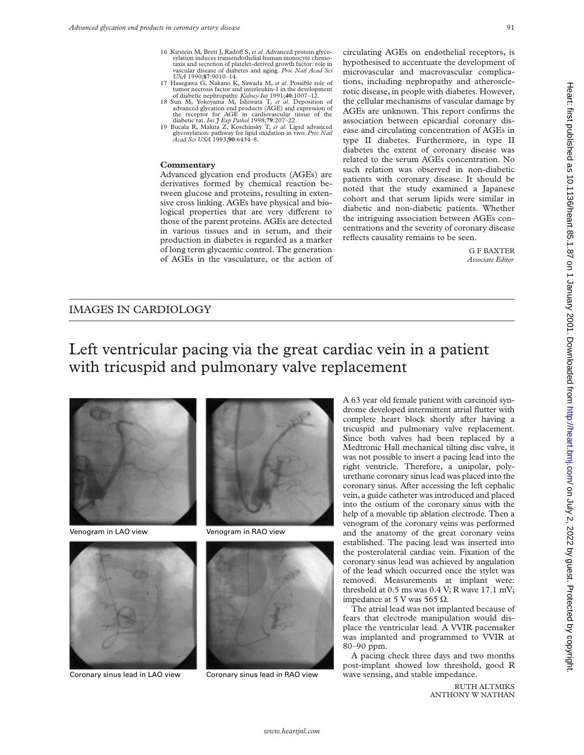16 Kirstein M, Brett J, Radoff S, *et al*. Advanced protein glycosylation induces transendothelial human monocyte chemotaxis and secretion of platelet-derived growth factor: role in vascular disease of diabetes and aging. *Proc Natl Acad Sci USA* 1990;**87**:9010–14.

17 Hasegawa G, Nakano K, Sawada M, *et al*. Possible role of tumor necrosis factor and interleukin-1 in the development of diabetic nephropathy. *Kidney Int* 1991;**40**:1007–12.

18 Sun M, Yokoyama M, Ishiwata T, *et al*. Deposition of advanced glycation end products (AGE) and expression of the receptor for AGE in cardiovascular tissue of the diabetic rat. *Int J Exp Pathol* 1998;**79**:207–22.

19 Bucala R, Makita Z, Koschinsky T, *et al*. Lipid advanced glycosylation: pathway for lipid oxidation in vivo. *Proc Natl Acad Sci USA* 1993;**90**:6434–8.

**Commentary**

Advanced glycation end products (AGEs) are derivatives formed by chemical reaction between glucose and proteins, resulting in extensive cross linking. AGEs have physical and biological properties that are very different to those of the parent proteins. AGEs are detected in various tissues and in serum, and their production in diabetes is regarded as a marker of long term glycaemic control. The generation of AGEs in the vasculature, or the action of circulating AGEs on endothelial receptors, is hypothesised to accentuate the development of microvascular and macrovascular complications, including nephropathy and atherosclerotic disease, in people with diabetes. However, the cellular mechanisms of vascular damage by AGEs are unknown. This report confirms the association between epicardial coronary disease and circulating concentration of AGEs in type II diabetes. Furthermore, in type II diabetes the extent of coronary disease was related to the serum AGEs concentration. No such relation was observed in non-diabetic patients with coronary disease. It should be noted that the study examined a Japanese cohort and that serum lipids were similar in diabetic and non-diabetic patients. Whether the intriguing association between AGEs concentrations and the severity of coronary disease reflects causality remains to be seen.

G F BAXTER
*Associate Editor*

## IMAGES IN CARDIOLOGY

# Left ventricular pacing via the great cardiac vein in a patient with tricuspid and pulmonary valve replacement

Venogram in LAO view

Venogram in RAO view

Coronary sinus lead in LAO view

Coronary sinus lead in RAO view

A 63 year old female patient with carcinoid syndrome developed intermittent atrial flutter with complete heart block shortly after having a tricuspid and pulmonary valve replacement. Since both valves had been replaced by a Medtronic Hall mechanical tilting disc valve, it was not possible to insert a pacing lead into the right ventricle. Therefore, a unipolar, polyurethane coronary sinus lead was placed into the coronary sinus. After accessing the left cephalic vein, a guide catheter was introduced and placed into the ostium of the coronary sinus with the help of a movable tip ablation electrode. Then a venogram of the coronary veins was performed and the anatomy of the great coronary veins established. The pacing lead was inserted into the posterolateral cardiac vein. Fixation of the coronary sinus lead was achieved by angulation of the lead which occurred once the stylet was removed. Measurements at implant were: threshold at 0.5 ms was 0.4 V; R wave 17.1 mV; impedance at 5 V was 565 Ω.

The atrial lead was not implanted because of fears that electrode manipulation would displace the ventricular lead. A VVIR pacemaker was implanted and programmed to VVIR at 80–90 ppm.

A pacing check three days and two months post-implant showed low threshold, good R wave sensing, and stable impedance.

RUTH ALTMIKS
ANTHONY W NATHAN